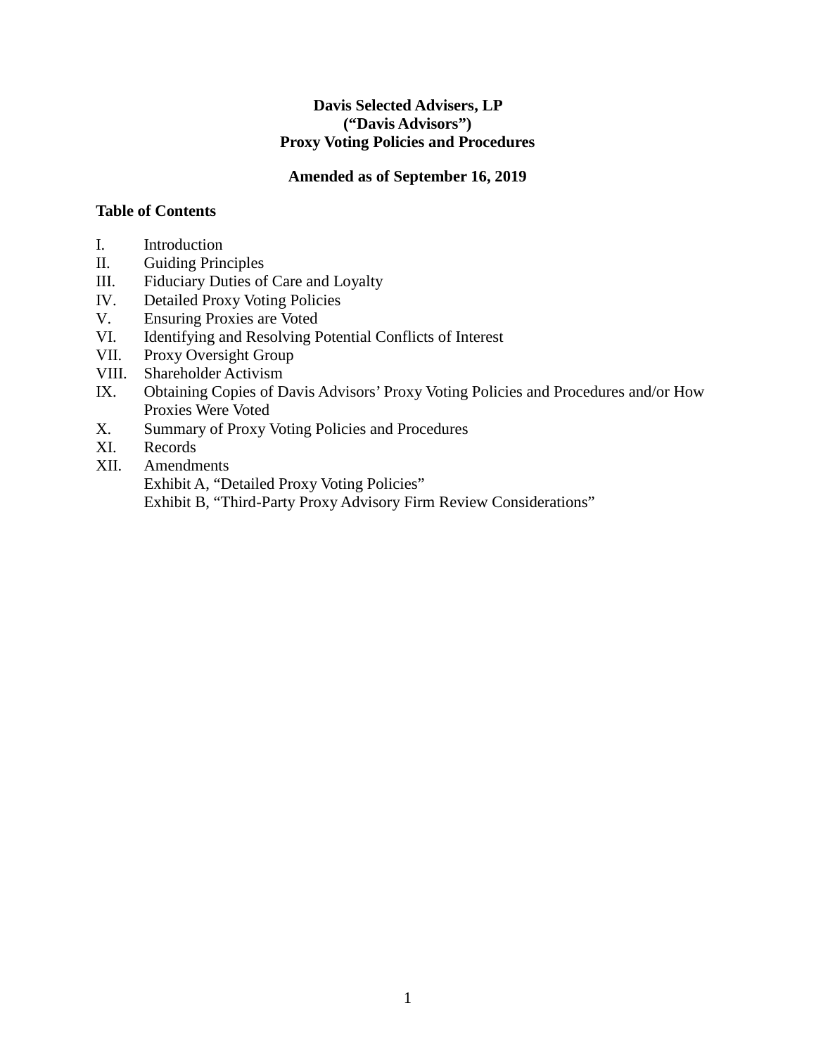**Davis Selected Advisers, LP**
**("Davis Advisors")**
**Proxy Voting Policies and Procedures**

**Amended as of September 16, 2019**

**Table of Contents**

- I. Introduction
- II. Guiding Principles
- III. Fiduciary Duties of Care and Loyalty
- IV. Detailed Proxy Voting Policies
- V. Ensuring Proxies are Voted
- VI. Identifying and Resolving Potential Conflicts of Interest
- VII. Proxy Oversight Group
- VIII. Shareholder Activism
- IX. Obtaining Copies of Davis Advisors' Proxy Voting Policies and Procedures and/or How Proxies Were Voted
- X. Summary of Proxy Voting Policies and Procedures
- XI. Records
- XII. Amendments
  - Exhibit A, "Detailed Proxy Voting Policies"
  - Exhibit B, "Third-Party Proxy Advisory Firm Review Considerations"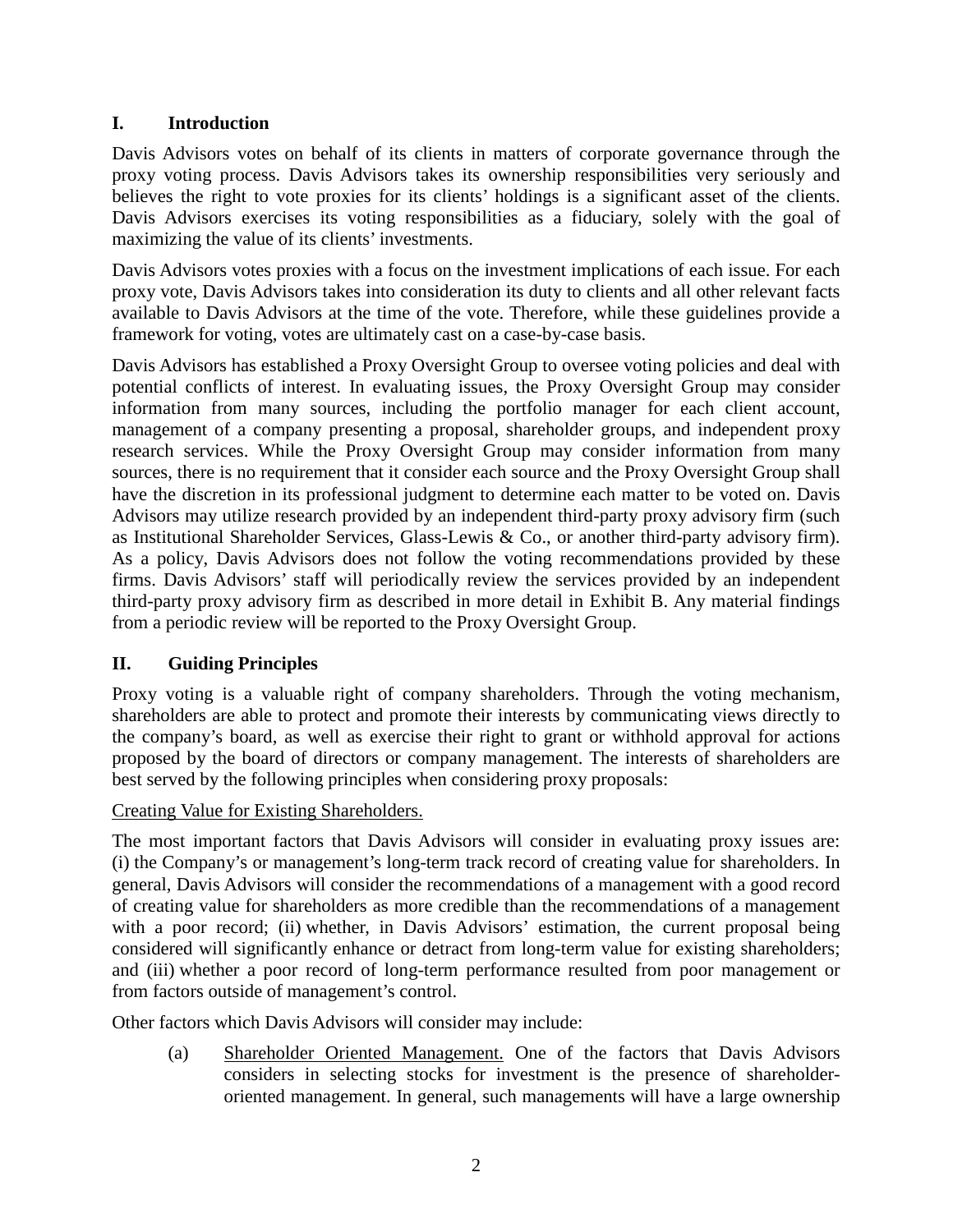## I. Introduction

Davis Advisors votes on behalf of its clients in matters of corporate governance through the proxy voting process. Davis Advisors takes its ownership responsibilities very seriously and believes the right to vote proxies for its clients' holdings is a significant asset of the clients. Davis Advisors exercises its voting responsibilities as a fiduciary, solely with the goal of maximizing the value of its clients' investments.

Davis Advisors votes proxies with a focus on the investment implications of each issue. For each proxy vote, Davis Advisors takes into consideration its duty to clients and all other relevant facts available to Davis Advisors at the time of the vote. Therefore, while these guidelines provide a framework for voting, votes are ultimately cast on a case-by-case basis.

Davis Advisors has established a Proxy Oversight Group to oversee voting policies and deal with potential conflicts of interest. In evaluating issues, the Proxy Oversight Group may consider information from many sources, including the portfolio manager for each client account, management of a company presenting a proposal, shareholder groups, and independent proxy research services. While the Proxy Oversight Group may consider information from many sources, there is no requirement that it consider each source and the Proxy Oversight Group shall have the discretion in its professional judgment to determine each matter to be voted on. Davis Advisors may utilize research provided by an independent third-party proxy advisory firm (such as Institutional Shareholder Services, Glass-Lewis & Co., or another third-party advisory firm). As a policy, Davis Advisors does not follow the voting recommendations provided by these firms. Davis Advisors' staff will periodically review the services provided by an independent third-party proxy advisory firm as described in more detail in Exhibit B. Any material findings from a periodic review will be reported to the Proxy Oversight Group.

## II. Guiding Principles

Proxy voting is a valuable right of company shareholders. Through the voting mechanism, shareholders are able to protect and promote their interests by communicating views directly to the company's board, as well as exercise their right to grant or withhold approval for actions proposed by the board of directors or company management. The interests of shareholders are best served by the following principles when considering proxy proposals:

Creating Value for Existing Shareholders.

The most important factors that Davis Advisors will consider in evaluating proxy issues are: (i) the Company's or management's long-term track record of creating value for shareholders. In general, Davis Advisors will consider the recommendations of a management with a good record of creating value for shareholders as more credible than the recommendations of a management with a poor record; (ii) whether, in Davis Advisors' estimation, the current proposal being considered will significantly enhance or detract from long-term value for existing shareholders; and (iii) whether a poor record of long-term performance resulted from poor management or from factors outside of management's control.

Other factors which Davis Advisors will consider may include:

(a) Shareholder Oriented Management. One of the factors that Davis Advisors considers in selecting stocks for investment is the presence of shareholder-oriented management. In general, such managements will have a large ownership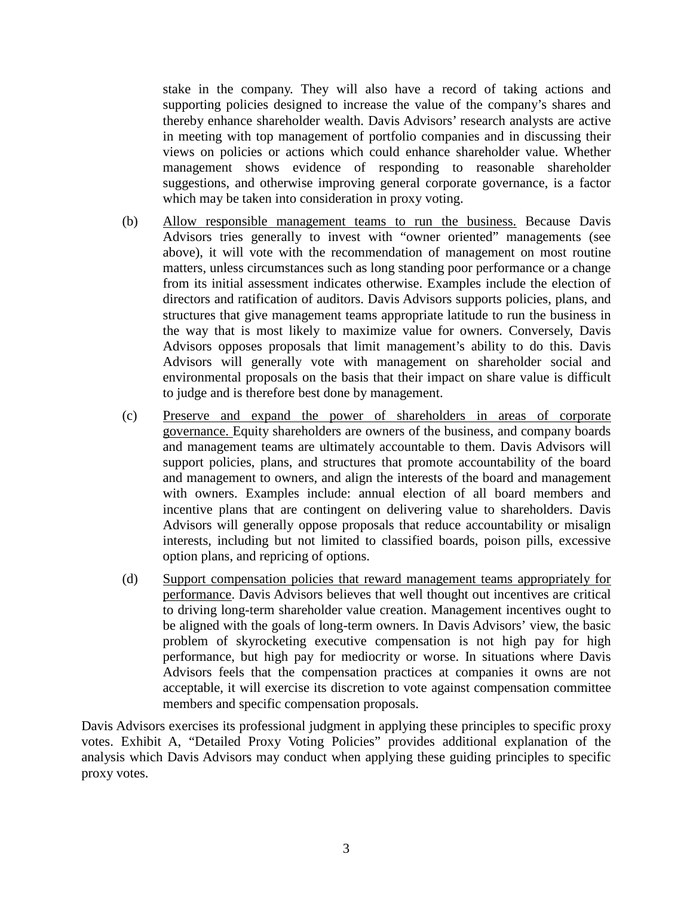stake in the company. They will also have a record of taking actions and supporting policies designed to increase the value of the company's shares and thereby enhance shareholder wealth. Davis Advisors' research analysts are active in meeting with top management of portfolio companies and in discussing their views on policies or actions which could enhance shareholder value. Whether management shows evidence of responding to reasonable shareholder suggestions, and otherwise improving general corporate governance, is a factor which may be taken into consideration in proxy voting.

(b) <u>Allow responsible management teams to run the business.</u> Because Davis Advisors tries generally to invest with "owner oriented" managements (see above), it will vote with the recommendation of management on most routine matters, unless circumstances such as long standing poor performance or a change from its initial assessment indicates otherwise. Examples include the election of directors and ratification of auditors. Davis Advisors supports policies, plans, and structures that give management teams appropriate latitude to run the business in the way that is most likely to maximize value for owners. Conversely, Davis Advisors opposes proposals that limit management's ability to do this. Davis Advisors will generally vote with management on shareholder social and environmental proposals on the basis that their impact on share value is difficult to judge and is therefore best done by management.

(c) <u>Preserve and expand the power of shareholders in areas of corporate governance.</u> Equity shareholders are owners of the business, and company boards and management teams are ultimately accountable to them. Davis Advisors will support policies, plans, and structures that promote accountability of the board and management to owners, and align the interests of the board and management with owners. Examples include: annual election of all board members and incentive plans that are contingent on delivering value to shareholders. Davis Advisors will generally oppose proposals that reduce accountability or misalign interests, including but not limited to classified boards, poison pills, excessive option plans, and repricing of options.

(d) <u>Support compensation policies that reward management teams appropriately for performance</u>. Davis Advisors believes that well thought out incentives are critical to driving long-term shareholder value creation. Management incentives ought to be aligned with the goals of long-term owners. In Davis Advisors' view, the basic problem of skyrocketing executive compensation is not high pay for high performance, but high pay for mediocrity or worse. In situations where Davis Advisors feels that the compensation practices at companies it owns are not acceptable, it will exercise its discretion to vote against compensation committee members and specific compensation proposals.

Davis Advisors exercises its professional judgment in applying these principles to specific proxy votes. Exhibit A, "Detailed Proxy Voting Policies" provides additional explanation of the analysis which Davis Advisors may conduct when applying these guiding principles to specific proxy votes.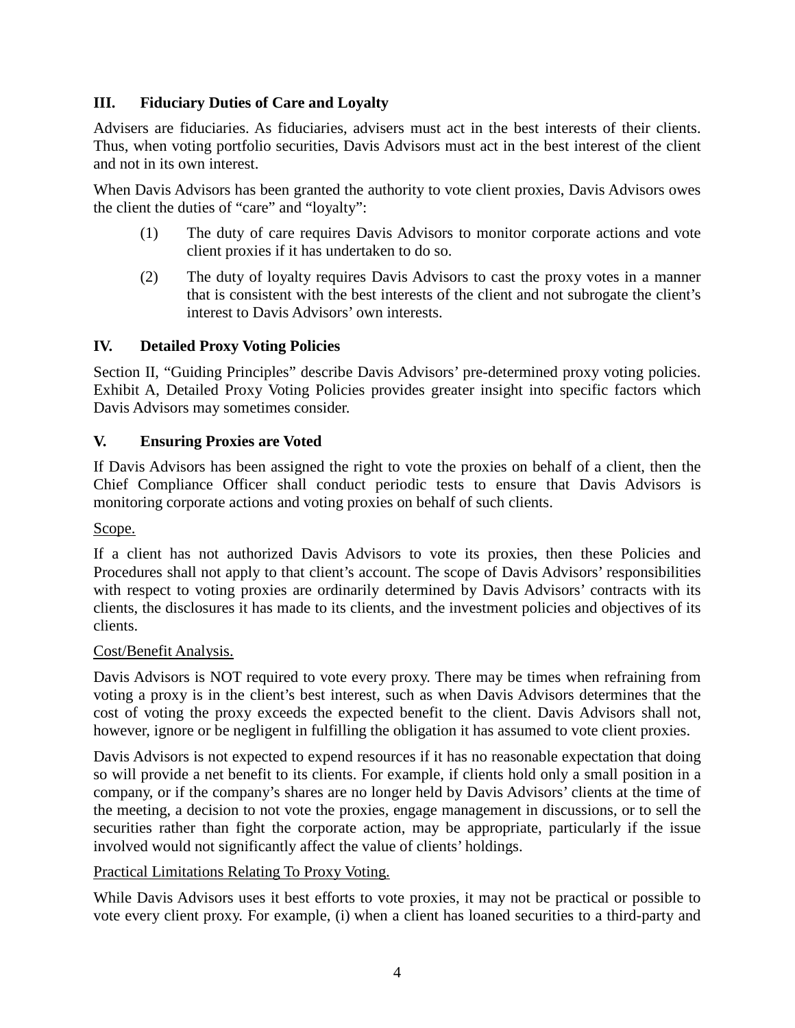## III. Fiduciary Duties of Care and Loyalty

Advisers are fiduciaries. As fiduciaries, advisers must act in the best interests of their clients. Thus, when voting portfolio securities, Davis Advisors must act in the best interest of the client and not in its own interest.

When Davis Advisors has been granted the authority to vote client proxies, Davis Advisors owes the client the duties of "care" and "loyalty":

(1) The duty of care requires Davis Advisors to monitor corporate actions and vote client proxies if it has undertaken to do so.

(2) The duty of loyalty requires Davis Advisors to cast the proxy votes in a manner that is consistent with the best interests of the client and not subrogate the client's interest to Davis Advisors' own interests.

## IV. Detailed Proxy Voting Policies

Section II, "Guiding Principles" describe Davis Advisors' pre-determined proxy voting policies. Exhibit A, Detailed Proxy Voting Policies provides greater insight into specific factors which Davis Advisors may sometimes consider.

## V. Ensuring Proxies are Voted

If Davis Advisors has been assigned the right to vote the proxies on behalf of a client, then the Chief Compliance Officer shall conduct periodic tests to ensure that Davis Advisors is monitoring corporate actions and voting proxies on behalf of such clients.

Scope.

If a client has not authorized Davis Advisors to vote its proxies, then these Policies and Procedures shall not apply to that client's account. The scope of Davis Advisors' responsibilities with respect to voting proxies are ordinarily determined by Davis Advisors' contracts with its clients, the disclosures it has made to its clients, and the investment policies and objectives of its clients.

Cost/Benefit Analysis.

Davis Advisors is NOT required to vote every proxy. There may be times when refraining from voting a proxy is in the client's best interest, such as when Davis Advisors determines that the cost of voting the proxy exceeds the expected benefit to the client. Davis Advisors shall not, however, ignore or be negligent in fulfilling the obligation it has assumed to vote client proxies.

Davis Advisors is not expected to expend resources if it has no reasonable expectation that doing so will provide a net benefit to its clients. For example, if clients hold only a small position in a company, or if the company's shares are no longer held by Davis Advisors' clients at the time of the meeting, a decision to not vote the proxies, engage management in discussions, or to sell the securities rather than fight the corporate action, may be appropriate, particularly if the issue involved would not significantly affect the value of clients' holdings.

Practical Limitations Relating To Proxy Voting.

While Davis Advisors uses it best efforts to vote proxies, it may not be practical or possible to vote every client proxy. For example, (i) when a client has loaned securities to a third-party and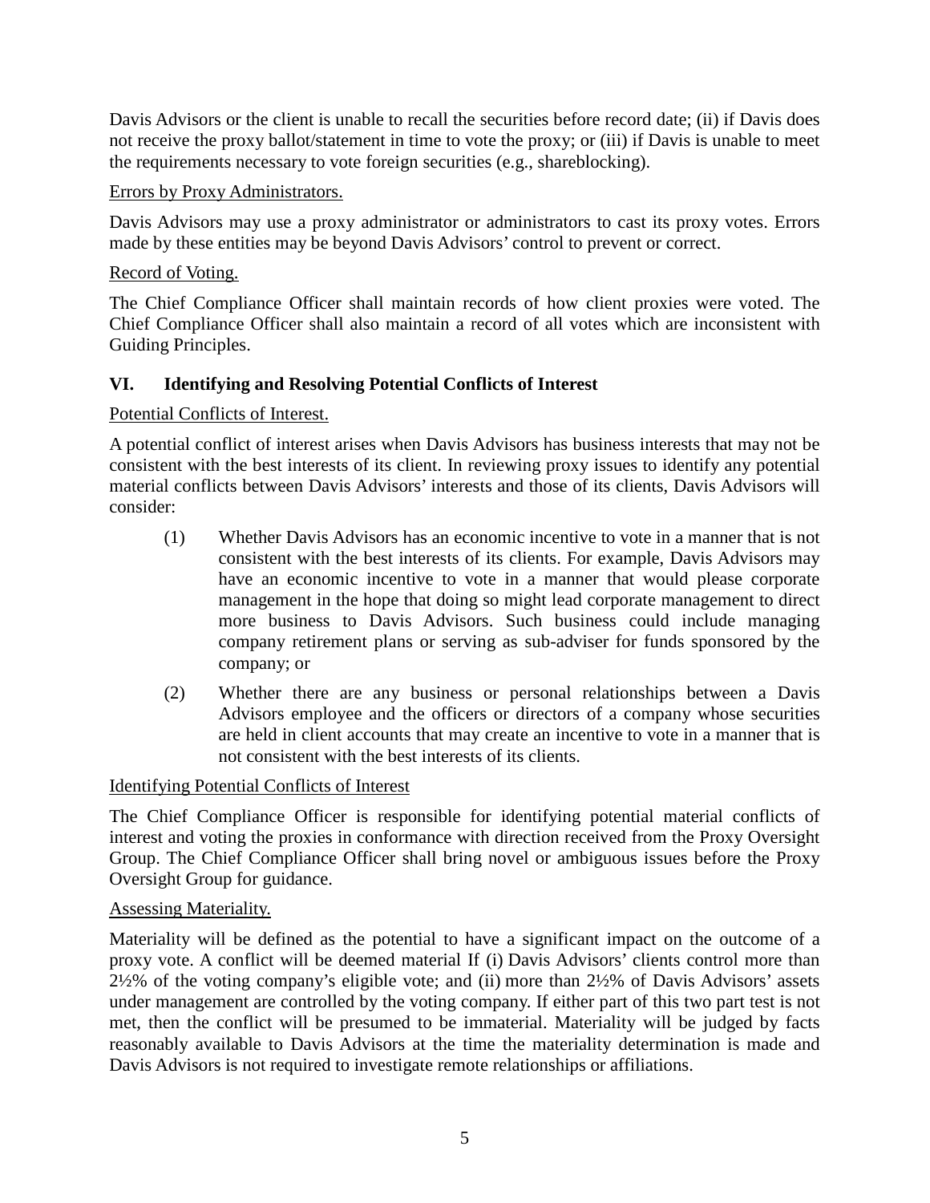Davis Advisors or the client is unable to recall the securities before record date; (ii) if Davis does not receive the proxy ballot/statement in time to vote the proxy; or (iii) if Davis is unable to meet the requirements necessary to vote foreign securities (e.g., shareblocking).

Errors by Proxy Administrators.

Davis Advisors may use a proxy administrator or administrators to cast its proxy votes. Errors made by these entities may be beyond Davis Advisors' control to prevent or correct.

Record of Voting.

The Chief Compliance Officer shall maintain records of how client proxies were voted. The Chief Compliance Officer shall also maintain a record of all votes which are inconsistent with Guiding Principles.

## VI. Identifying and Resolving Potential Conflicts of Interest

Potential Conflicts of Interest.

A potential conflict of interest arises when Davis Advisors has business interests that may not be consistent with the best interests of its client. In reviewing proxy issues to identify any potential material conflicts between Davis Advisors' interests and those of its clients, Davis Advisors will consider:

(1) Whether Davis Advisors has an economic incentive to vote in a manner that is not consistent with the best interests of its clients. For example, Davis Advisors may have an economic incentive to vote in a manner that would please corporate management in the hope that doing so might lead corporate management to direct more business to Davis Advisors. Such business could include managing company retirement plans or serving as sub-adviser for funds sponsored by the company; or

(2) Whether there are any business or personal relationships between a Davis Advisors employee and the officers or directors of a company whose securities are held in client accounts that may create an incentive to vote in a manner that is not consistent with the best interests of its clients.

Identifying Potential Conflicts of Interest

The Chief Compliance Officer is responsible for identifying potential material conflicts of interest and voting the proxies in conformance with direction received from the Proxy Oversight Group. The Chief Compliance Officer shall bring novel or ambiguous issues before the Proxy Oversight Group for guidance.

Assessing Materiality.

Materiality will be defined as the potential to have a significant impact on the outcome of a proxy vote. A conflict will be deemed material If (i) Davis Advisors' clients control more than 2½% of the voting company's eligible vote; and (ii) more than 2½% of Davis Advisors' assets under management are controlled by the voting company. If either part of this two part test is not met, then the conflict will be presumed to be immaterial. Materiality will be judged by facts reasonably available to Davis Advisors at the time the materiality determination is made and Davis Advisors is not required to investigate remote relationships or affiliations.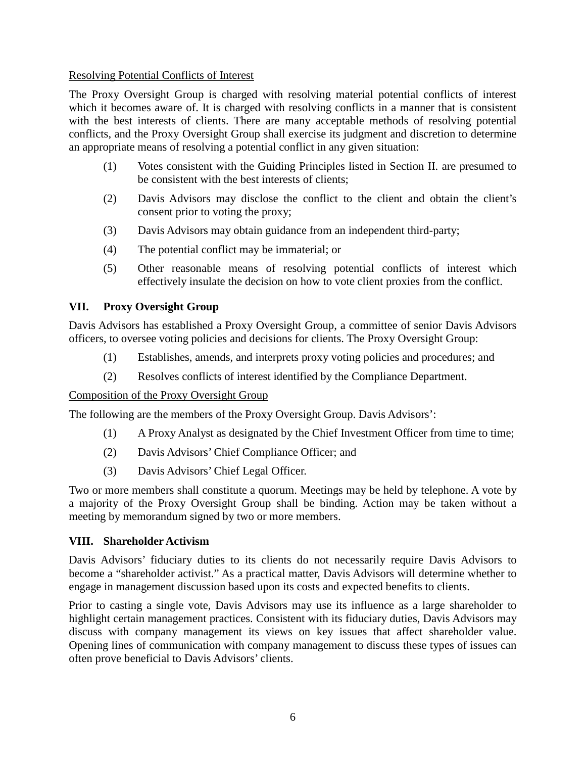Resolving Potential Conflicts of Interest

The Proxy Oversight Group is charged with resolving material potential conflicts of interest which it becomes aware of. It is charged with resolving conflicts in a manner that is consistent with the best interests of clients. There are many acceptable methods of resolving potential conflicts, and the Proxy Oversight Group shall exercise its judgment and discretion to determine an appropriate means of resolving a potential conflict in any given situation:

(1) Votes consistent with the Guiding Principles listed in Section II. are presumed to be consistent with the best interests of clients;

(2) Davis Advisors may disclose the conflict to the client and obtain the client's consent prior to voting the proxy;

(3) Davis Advisors may obtain guidance from an independent third-party;

(4) The potential conflict may be immaterial; or

(5) Other reasonable means of resolving potential conflicts of interest which effectively insulate the decision on how to vote client proxies from the conflict.

## VII. Proxy Oversight Group

Davis Advisors has established a Proxy Oversight Group, a committee of senior Davis Advisors officers, to oversee voting policies and decisions for clients. The Proxy Oversight Group:

(1) Establishes, amends, and interprets proxy voting policies and procedures; and

(2) Resolves conflicts of interest identified by the Compliance Department.

Composition of the Proxy Oversight Group

The following are the members of the Proxy Oversight Group. Davis Advisors':

(1) A Proxy Analyst as designated by the Chief Investment Officer from time to time;

(2) Davis Advisors' Chief Compliance Officer; and

(3) Davis Advisors' Chief Legal Officer.

Two or more members shall constitute a quorum. Meetings may be held by telephone. A vote by a majority of the Proxy Oversight Group shall be binding. Action may be taken without a meeting by memorandum signed by two or more members.

## VIII. Shareholder Activism

Davis Advisors' fiduciary duties to its clients do not necessarily require Davis Advisors to become a "shareholder activist." As a practical matter, Davis Advisors will determine whether to engage in management discussion based upon its costs and expected benefits to clients.

Prior to casting a single vote, Davis Advisors may use its influence as a large shareholder to highlight certain management practices. Consistent with its fiduciary duties, Davis Advisors may discuss with company management its views on key issues that affect shareholder value. Opening lines of communication with company management to discuss these types of issues can often prove beneficial to Davis Advisors' clients.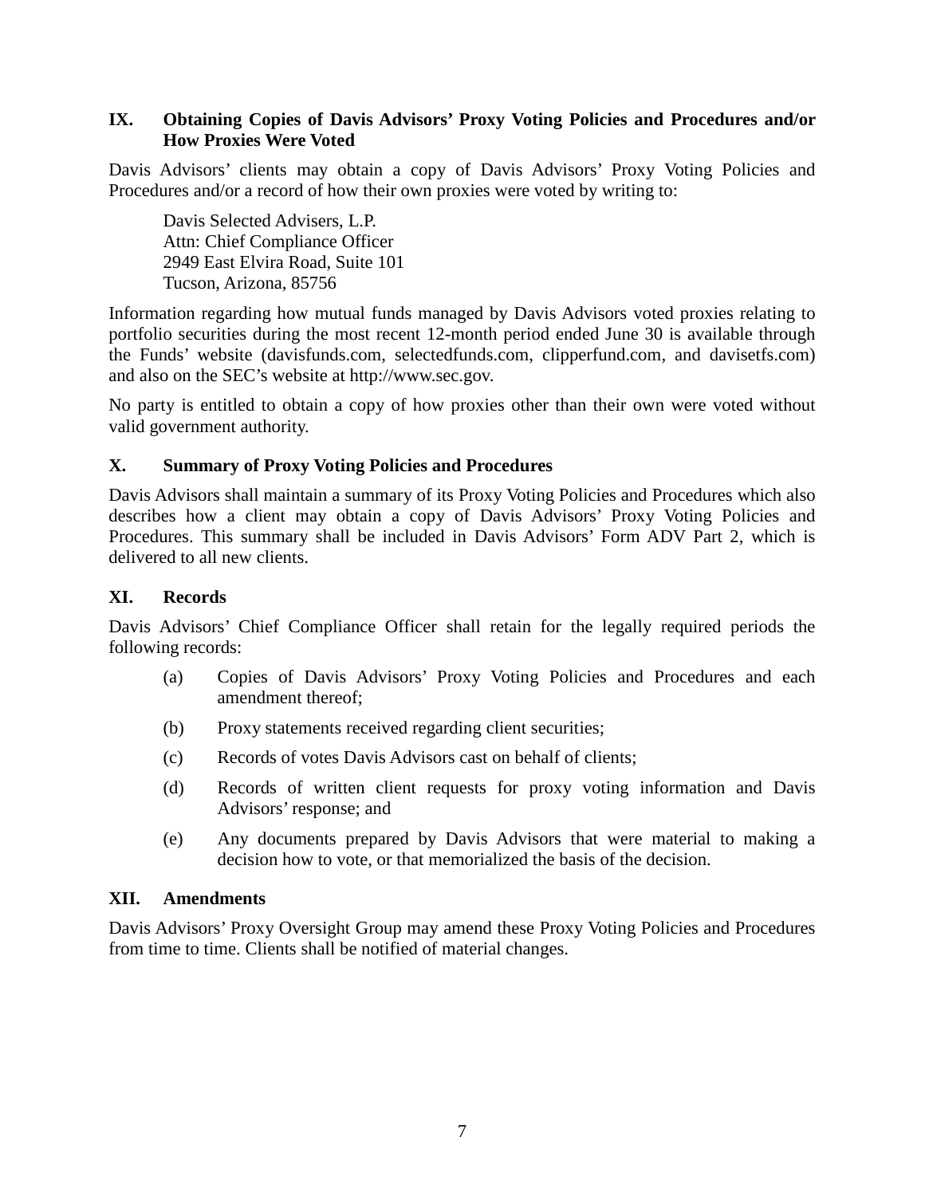## IX. Obtaining Copies of Davis Advisors' Proxy Voting Policies and Procedures and/or How Proxies Were Voted

Davis Advisors' clients may obtain a copy of Davis Advisors' Proxy Voting Policies and Procedures and/or a record of how their own proxies were voted by writing to:

> Davis Selected Advisers, L.P.
> Attn: Chief Compliance Officer
> 2949 East Elvira Road, Suite 101
> Tucson, Arizona, 85756

Information regarding how mutual funds managed by Davis Advisors voted proxies relating to portfolio securities during the most recent 12-month period ended June 30 is available through the Funds' website (davisfunds.com, selectedfunds.com, clipperfund.com, and davisetfs.com) and also on the SEC's website at http://www.sec.gov.

No party is entitled to obtain a copy of how proxies other than their own were voted without valid government authority.

## X. Summary of Proxy Voting Policies and Procedures

Davis Advisors shall maintain a summary of its Proxy Voting Policies and Procedures which also describes how a client may obtain a copy of Davis Advisors' Proxy Voting Policies and Procedures. This summary shall be included in Davis Advisors' Form ADV Part 2, which is delivered to all new clients.

## XI. Records

Davis Advisors' Chief Compliance Officer shall retain for the legally required periods the following records:

(a) Copies of Davis Advisors' Proxy Voting Policies and Procedures and each amendment thereof;

(b) Proxy statements received regarding client securities;

(c) Records of votes Davis Advisors cast on behalf of clients;

(d) Records of written client requests for proxy voting information and Davis Advisors' response; and

(e) Any documents prepared by Davis Advisors that were material to making a decision how to vote, or that memorialized the basis of the decision.

## XII. Amendments

Davis Advisors' Proxy Oversight Group may amend these Proxy Voting Policies and Procedures from time to time. Clients shall be notified of material changes.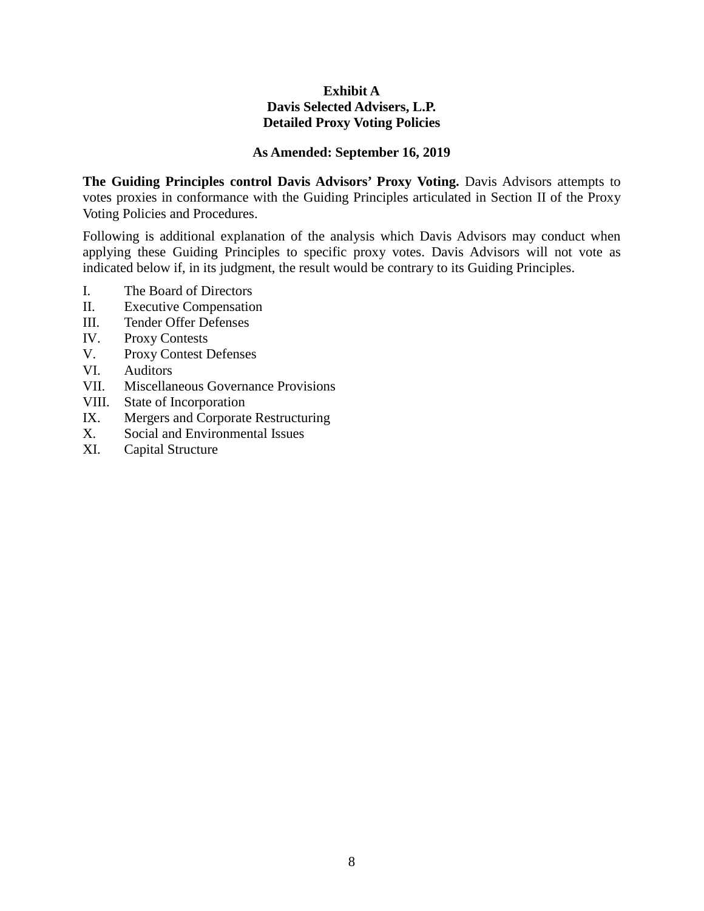**Exhibit A**
**Davis Selected Advisers, L.P.**
**Detailed Proxy Voting Policies**

**As Amended: September 16, 2019**

**The Guiding Principles control Davis Advisors' Proxy Voting.** Davis Advisors attempts to votes proxies in conformance with the Guiding Principles articulated in Section II of the Proxy Voting Policies and Procedures.

Following is additional explanation of the analysis which Davis Advisors may conduct when applying these Guiding Principles to specific proxy votes. Davis Advisors will not vote as indicated below if, in its judgment, the result would be contrary to its Guiding Principles.

I. The Board of Directors
II. Executive Compensation
III. Tender Offer Defenses
IV. Proxy Contests
V. Proxy Contest Defenses
VI. Auditors
VII. Miscellaneous Governance Provisions
VIII. State of Incorporation
IX. Mergers and Corporate Restructuring
X. Social and Environmental Issues
XI. Capital Structure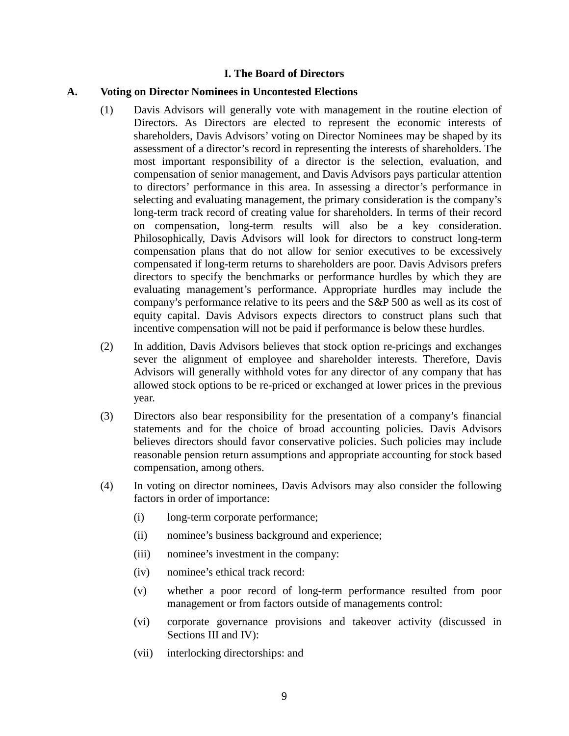## I. The Board of Directors

### A. Voting on Director Nominees in Uncontested Elections

(1) Davis Advisors will generally vote with management in the routine election of Directors. As Directors are elected to represent the economic interests of shareholders, Davis Advisors' voting on Director Nominees may be shaped by its assessment of a director's record in representing the interests of shareholders. The most important responsibility of a director is the selection, evaluation, and compensation of senior management, and Davis Advisors pays particular attention to directors' performance in this area. In assessing a director's performance in selecting and evaluating management, the primary consideration is the company's long-term track record of creating value for shareholders. In terms of their record on compensation, long-term results will also be a key consideration. Philosophically, Davis Advisors will look for directors to construct long-term compensation plans that do not allow for senior executives to be excessively compensated if long-term returns to shareholders are poor. Davis Advisors prefers directors to specify the benchmarks or performance hurdles by which they are evaluating management's performance. Appropriate hurdles may include the company's performance relative to its peers and the S&P 500 as well as its cost of equity capital. Davis Advisors expects directors to construct plans such that incentive compensation will not be paid if performance is below these hurdles.

(2) In addition, Davis Advisors believes that stock option re-pricings and exchanges sever the alignment of employee and shareholder interests. Therefore, Davis Advisors will generally withhold votes for any director of any company that has allowed stock options to be re-priced or exchanged at lower prices in the previous year.

(3) Directors also bear responsibility for the presentation of a company's financial statements and for the choice of broad accounting policies. Davis Advisors believes directors should favor conservative policies. Such policies may include reasonable pension return assumptions and appropriate accounting for stock based compensation, among others.

(4) In voting on director nominees, Davis Advisors may also consider the following factors in order of importance:

(i) long-term corporate performance;

(ii) nominee's business background and experience;

(iii) nominee's investment in the company:

(iv) nominee's ethical track record:

(v) whether a poor record of long-term performance resulted from poor management or from factors outside of managements control:

(vi) corporate governance provisions and takeover activity (discussed in Sections III and IV):

(vii) interlocking directorships: and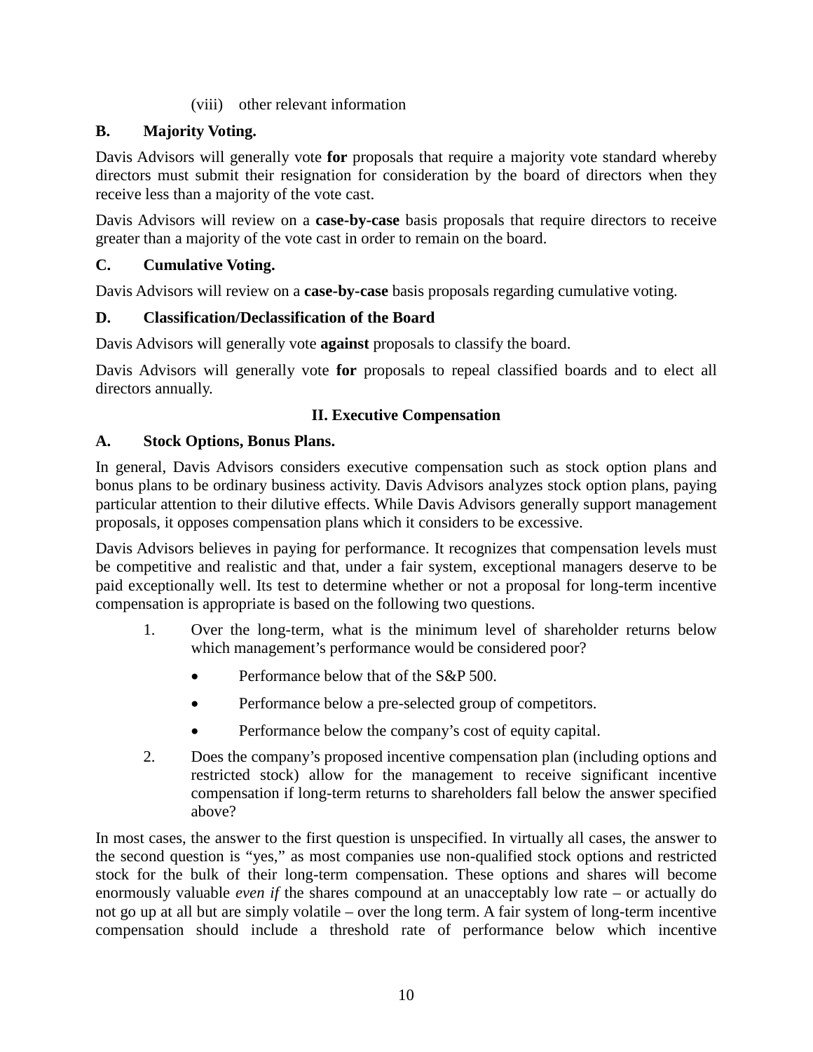(viii) other relevant information

**B. Majority Voting.**

Davis Advisors will generally vote **for** proposals that require a majority vote standard whereby directors must submit their resignation for consideration by the board of directors when they receive less than a majority of the vote cast.

Davis Advisors will review on a **case-by-case** basis proposals that require directors to receive greater than a majority of the vote cast in order to remain on the board.

**C. Cumulative Voting.**

Davis Advisors will review on a **case-by-case** basis proposals regarding cumulative voting.

**D. Classification/Declassification of the Board**

Davis Advisors will generally vote **against** proposals to classify the board.

Davis Advisors will generally vote **for** proposals to repeal classified boards and to elect all directors annually.

## II. Executive Compensation

**A. Stock Options, Bonus Plans.**

In general, Davis Advisors considers executive compensation such as stock option plans and bonus plans to be ordinary business activity. Davis Advisors analyzes stock option plans, paying particular attention to their dilutive effects. While Davis Advisors generally support management proposals, it opposes compensation plans which it considers to be excessive.

Davis Advisors believes in paying for performance. It recognizes that compensation levels must be competitive and realistic and that, under a fair system, exceptional managers deserve to be paid exceptionally well. Its test to determine whether or not a proposal for long-term incentive compensation is appropriate is based on the following two questions.

1. Over the long-term, what is the minimum level of shareholder returns below which management's performance would be considered poor?
   - Performance below that of the S&P 500.
   - Performance below a pre-selected group of competitors.
   - Performance below the company's cost of equity capital.
2. Does the company's proposed incentive compensation plan (including options and restricted stock) allow for the management to receive significant incentive compensation if long-term returns to shareholders fall below the answer specified above?

In most cases, the answer to the first question is unspecified. In virtually all cases, the answer to the second question is "yes," as most companies use non-qualified stock options and restricted stock for the bulk of their long-term compensation. These options and shares will become enormously valuable *even if* the shares compound at an unacceptably low rate – or actually do not go up at all but are simply volatile – over the long term. A fair system of long-term incentive compensation should include a threshold rate of performance below which incentive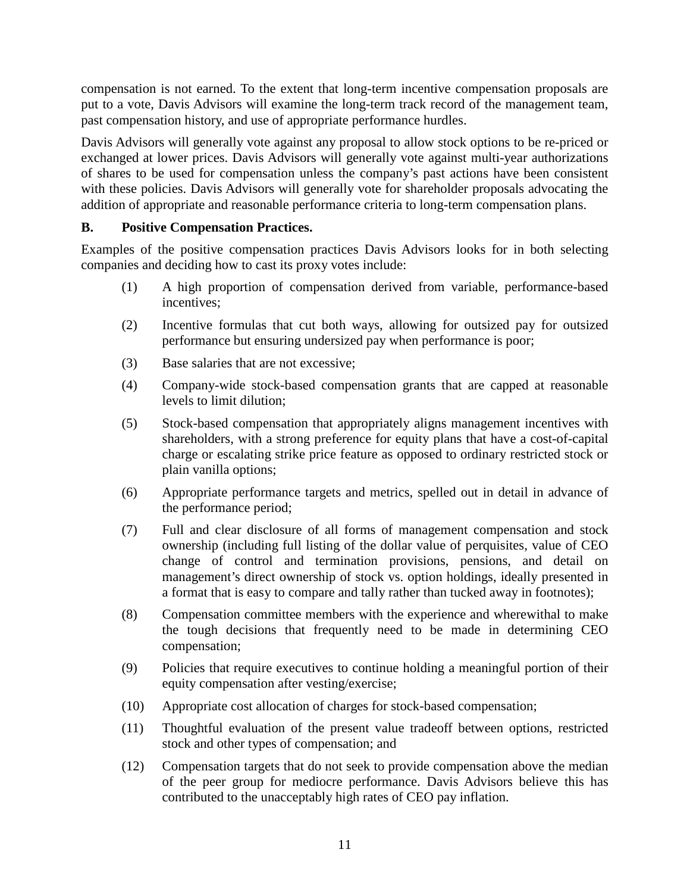compensation is not earned. To the extent that long-term incentive compensation proposals are put to a vote, Davis Advisors will examine the long-term track record of the management team, past compensation history, and use of appropriate performance hurdles.

Davis Advisors will generally vote against any proposal to allow stock options to be re-priced or exchanged at lower prices. Davis Advisors will generally vote against multi-year authorizations of shares to be used for compensation unless the company's past actions have been consistent with these policies. Davis Advisors will generally vote for shareholder proposals advocating the addition of appropriate and reasonable performance criteria to long-term compensation plans.

### B. Positive Compensation Practices.

Examples of the positive compensation practices Davis Advisors looks for in both selecting companies and deciding how to cast its proxy votes include:

(1) A high proportion of compensation derived from variable, performance-based incentives;

(2) Incentive formulas that cut both ways, allowing for outsized pay for outsized performance but ensuring undersized pay when performance is poor;

(3) Base salaries that are not excessive;

(4) Company-wide stock-based compensation grants that are capped at reasonable levels to limit dilution;

(5) Stock-based compensation that appropriately aligns management incentives with shareholders, with a strong preference for equity plans that have a cost-of-capital charge or escalating strike price feature as opposed to ordinary restricted stock or plain vanilla options;

(6) Appropriate performance targets and metrics, spelled out in detail in advance of the performance period;

(7) Full and clear disclosure of all forms of management compensation and stock ownership (including full listing of the dollar value of perquisites, value of CEO change of control and termination provisions, pensions, and detail on management's direct ownership of stock vs. option holdings, ideally presented in a format that is easy to compare and tally rather than tucked away in footnotes);

(8) Compensation committee members with the experience and wherewithal to make the tough decisions that frequently need to be made in determining CEO compensation;

(9) Policies that require executives to continue holding a meaningful portion of their equity compensation after vesting/exercise;

(10) Appropriate cost allocation of charges for stock-based compensation;

(11) Thoughtful evaluation of the present value tradeoff between options, restricted stock and other types of compensation; and

(12) Compensation targets that do not seek to provide compensation above the median of the peer group for mediocre performance. Davis Advisors believe this has contributed to the unacceptably high rates of CEO pay inflation.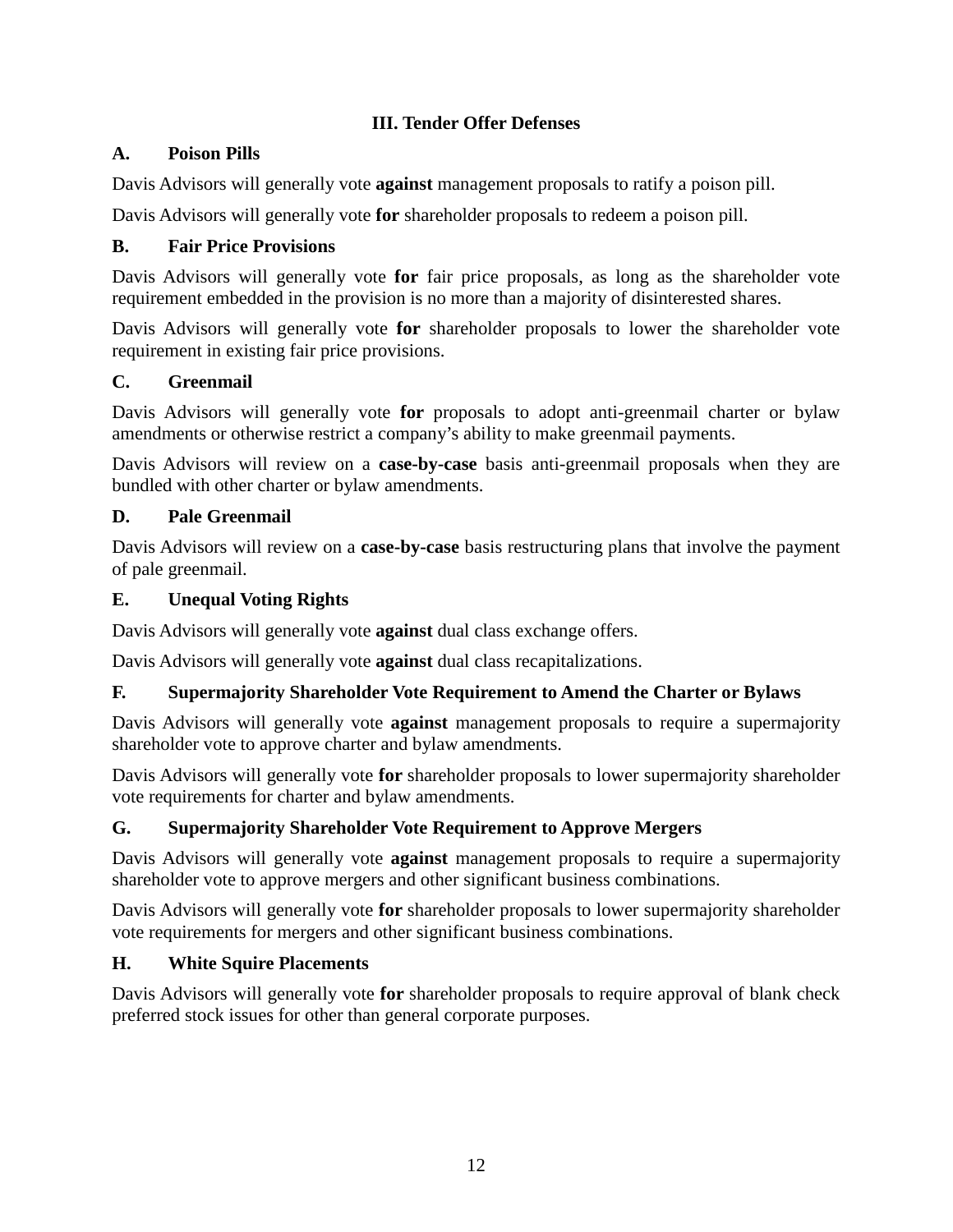## III. Tender Offer Defenses

### A. Poison Pills

Davis Advisors will generally vote **against** management proposals to ratify a poison pill.

Davis Advisors will generally vote **for** shareholder proposals to redeem a poison pill.

### B. Fair Price Provisions

Davis Advisors will generally vote **for** fair price proposals, as long as the shareholder vote requirement embedded in the provision is no more than a majority of disinterested shares.

Davis Advisors will generally vote **for** shareholder proposals to lower the shareholder vote requirement in existing fair price provisions.

### C. Greenmail

Davis Advisors will generally vote **for** proposals to adopt anti-greenmail charter or bylaw amendments or otherwise restrict a company's ability to make greenmail payments.

Davis Advisors will review on a **case-by-case** basis anti-greenmail proposals when they are bundled with other charter or bylaw amendments.

### D. Pale Greenmail

Davis Advisors will review on a **case-by-case** basis restructuring plans that involve the payment of pale greenmail.

### E. Unequal Voting Rights

Davis Advisors will generally vote **against** dual class exchange offers.

Davis Advisors will generally vote **against** dual class recapitalizations.

### F. Supermajority Shareholder Vote Requirement to Amend the Charter or Bylaws

Davis Advisors will generally vote **against** management proposals to require a supermajority shareholder vote to approve charter and bylaw amendments.

Davis Advisors will generally vote **for** shareholder proposals to lower supermajority shareholder vote requirements for charter and bylaw amendments.

### G. Supermajority Shareholder Vote Requirement to Approve Mergers

Davis Advisors will generally vote **against** management proposals to require a supermajority shareholder vote to approve mergers and other significant business combinations.

Davis Advisors will generally vote **for** shareholder proposals to lower supermajority shareholder vote requirements for mergers and other significant business combinations.

### H. White Squire Placements

Davis Advisors will generally vote **for** shareholder proposals to require approval of blank check preferred stock issues for other than general corporate purposes.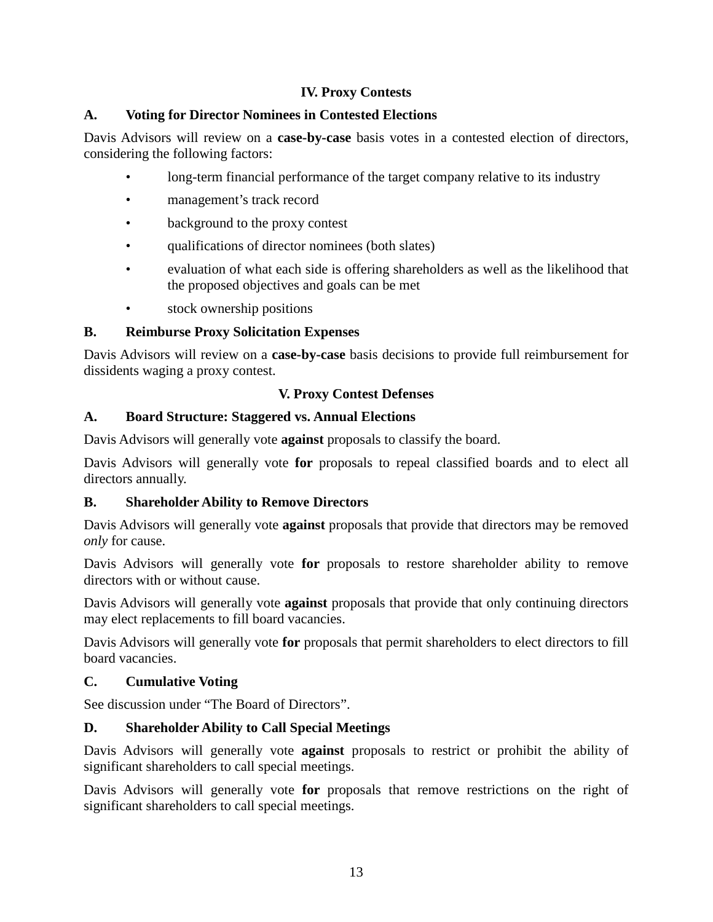## IV. Proxy Contests

### A. Voting for Director Nominees in Contested Elections

Davis Advisors will review on a **case-by-case** basis votes in a contested election of directors, considering the following factors:

- long-term financial performance of the target company relative to its industry
- management's track record
- background to the proxy contest
- qualifications of director nominees (both slates)
- evaluation of what each side is offering shareholders as well as the likelihood that the proposed objectives and goals can be met
- stock ownership positions

### B. Reimburse Proxy Solicitation Expenses

Davis Advisors will review on a **case-by-case** basis decisions to provide full reimbursement for dissidents waging a proxy contest.

## V. Proxy Contest Defenses

### A. Board Structure: Staggered vs. Annual Elections

Davis Advisors will generally vote **against** proposals to classify the board.

Davis Advisors will generally vote **for** proposals to repeal classified boards and to elect all directors annually.

### B. Shareholder Ability to Remove Directors

Davis Advisors will generally vote **against** proposals that provide that directors may be removed *only* for cause.

Davis Advisors will generally vote **for** proposals to restore shareholder ability to remove directors with or without cause.

Davis Advisors will generally vote **against** proposals that provide that only continuing directors may elect replacements to fill board vacancies.

Davis Advisors will generally vote **for** proposals that permit shareholders to elect directors to fill board vacancies.

### C. Cumulative Voting

See discussion under "The Board of Directors".

### D. Shareholder Ability to Call Special Meetings

Davis Advisors will generally vote **against** proposals to restrict or prohibit the ability of significant shareholders to call special meetings.

Davis Advisors will generally vote **for** proposals that remove restrictions on the right of significant shareholders to call special meetings.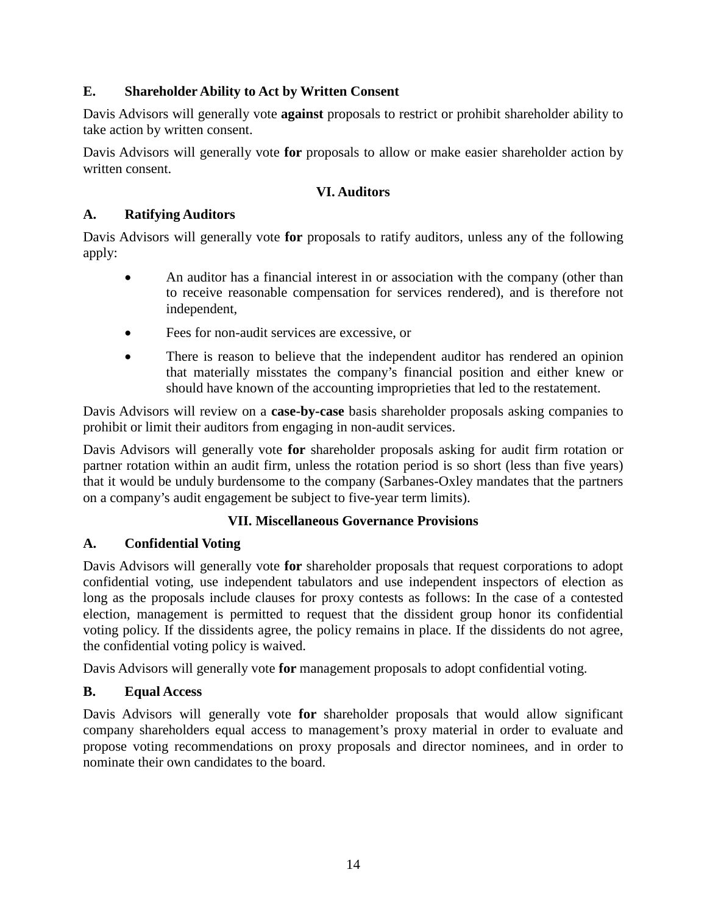### E. Shareholder Ability to Act by Written Consent

Davis Advisors will generally vote **against** proposals to restrict or prohibit shareholder ability to take action by written consent.

Davis Advisors will generally vote **for** proposals to allow or make easier shareholder action by written consent.

## VI. Auditors

### A. Ratifying Auditors

Davis Advisors will generally vote **for** proposals to ratify auditors, unless any of the following apply:

- An auditor has a financial interest in or association with the company (other than to receive reasonable compensation for services rendered), and is therefore not independent,
- Fees for non-audit services are excessive, or
- There is reason to believe that the independent auditor has rendered an opinion that materially misstates the company's financial position and either knew or should have known of the accounting improprieties that led to the restatement.

Davis Advisors will review on a **case-by-case** basis shareholder proposals asking companies to prohibit or limit their auditors from engaging in non-audit services.

Davis Advisors will generally vote **for** shareholder proposals asking for audit firm rotation or partner rotation within an audit firm, unless the rotation period is so short (less than five years) that it would be unduly burdensome to the company (Sarbanes-Oxley mandates that the partners on a company's audit engagement be subject to five-year term limits).

## VII. Miscellaneous Governance Provisions

### A. Confidential Voting

Davis Advisors will generally vote **for** shareholder proposals that request corporations to adopt confidential voting, use independent tabulators and use independent inspectors of election as long as the proposals include clauses for proxy contests as follows: In the case of a contested election, management is permitted to request that the dissident group honor its confidential voting policy. If the dissidents agree, the policy remains in place. If the dissidents do not agree, the confidential voting policy is waived.

Davis Advisors will generally vote **for** management proposals to adopt confidential voting.

### B. Equal Access

Davis Advisors will generally vote **for** shareholder proposals that would allow significant company shareholders equal access to management's proxy material in order to evaluate and propose voting recommendations on proxy proposals and director nominees, and in order to nominate their own candidates to the board.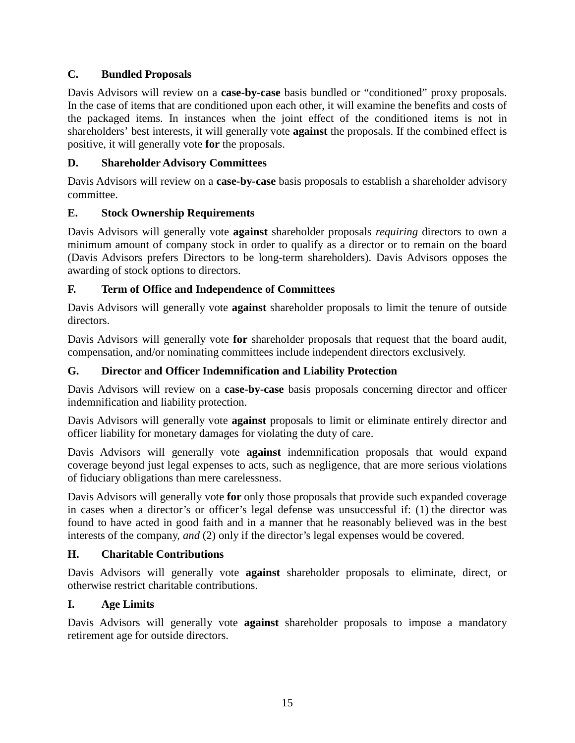### C. Bundled Proposals

Davis Advisors will review on a **case-by-case** basis bundled or "conditioned" proxy proposals. In the case of items that are conditioned upon each other, it will examine the benefits and costs of the packaged items. In instances when the joint effect of the conditioned items is not in shareholders' best interests, it will generally vote **against** the proposals. If the combined effect is positive, it will generally vote **for** the proposals.

### D. Shareholder Advisory Committees

Davis Advisors will review on a **case-by-case** basis proposals to establish a shareholder advisory committee.

### E. Stock Ownership Requirements

Davis Advisors will generally vote **against** shareholder proposals *requiring* directors to own a minimum amount of company stock in order to qualify as a director or to remain on the board (Davis Advisors prefers Directors to be long-term shareholders). Davis Advisors opposes the awarding of stock options to directors.

### F. Term of Office and Independence of Committees

Davis Advisors will generally vote **against** shareholder proposals to limit the tenure of outside directors.

Davis Advisors will generally vote **for** shareholder proposals that request that the board audit, compensation, and/or nominating committees include independent directors exclusively.

### G. Director and Officer Indemnification and Liability Protection

Davis Advisors will review on a **case-by-case** basis proposals concerning director and officer indemnification and liability protection.

Davis Advisors will generally vote **against** proposals to limit or eliminate entirely director and officer liability for monetary damages for violating the duty of care.

Davis Advisors will generally vote **against** indemnification proposals that would expand coverage beyond just legal expenses to acts, such as negligence, that are more serious violations of fiduciary obligations than mere carelessness.

Davis Advisors will generally vote **for** only those proposals that provide such expanded coverage in cases when a director's or officer's legal defense was unsuccessful if: (1) the director was found to have acted in good faith and in a manner that he reasonably believed was in the best interests of the company, *and* (2) only if the director's legal expenses would be covered.

### H. Charitable Contributions

Davis Advisors will generally vote **against** shareholder proposals to eliminate, direct, or otherwise restrict charitable contributions.

### I. Age Limits

Davis Advisors will generally vote **against** shareholder proposals to impose a mandatory retirement age for outside directors.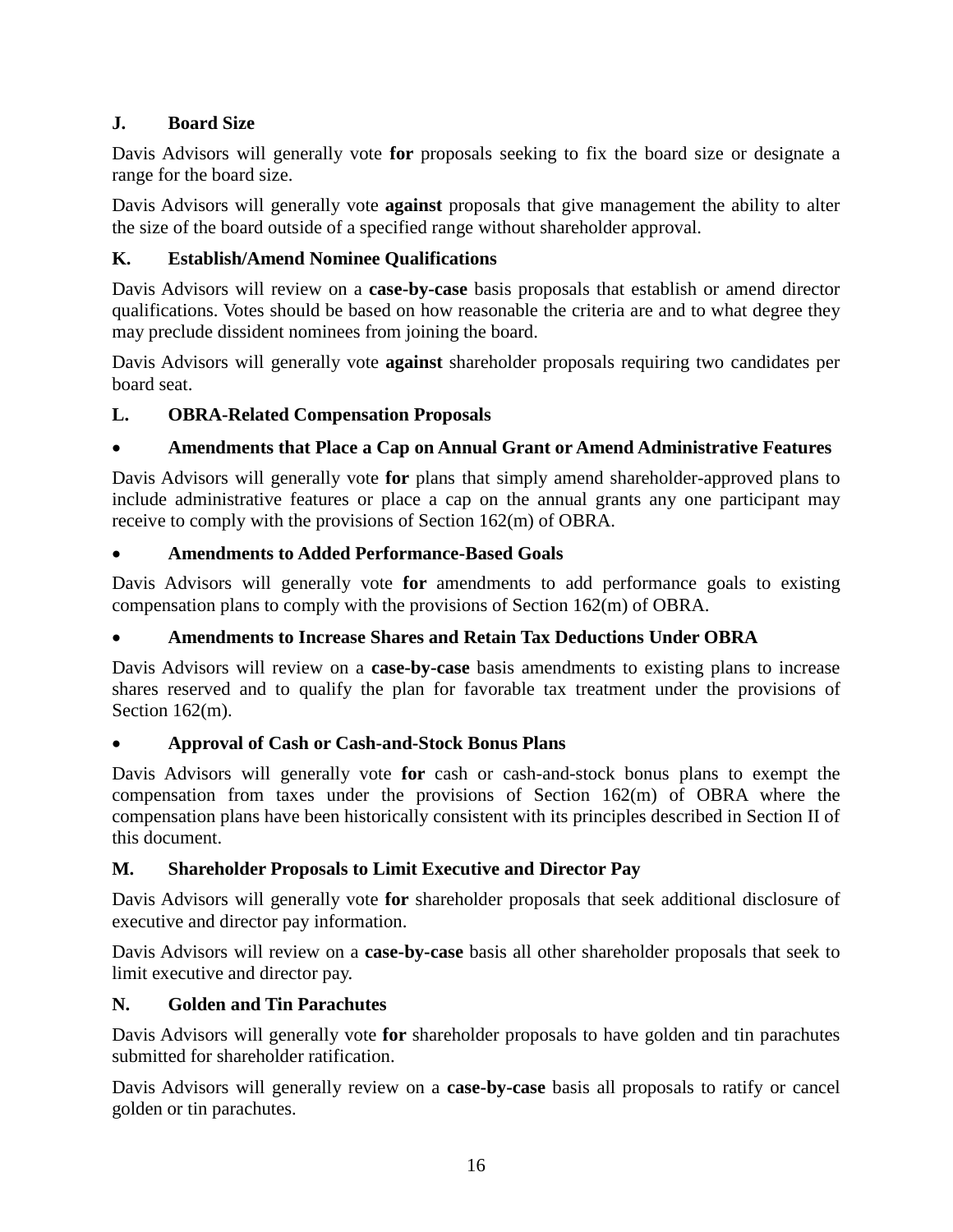### J. Board Size

Davis Advisors will generally vote **for** proposals seeking to fix the board size or designate a range for the board size.

Davis Advisors will generally vote **against** proposals that give management the ability to alter the size of the board outside of a specified range without shareholder approval.

### K. Establish/Amend Nominee Qualifications

Davis Advisors will review on a **case-by-case** basis proposals that establish or amend director qualifications. Votes should be based on how reasonable the criteria are and to what degree they may preclude dissident nominees from joining the board.

Davis Advisors will generally vote **against** shareholder proposals requiring two candidates per board seat.

### L. OBRA-Related Compensation Proposals

- **Amendments that Place a Cap on Annual Grant or Amend Administrative Features**

Davis Advisors will generally vote **for** plans that simply amend shareholder-approved plans to include administrative features or place a cap on the annual grants any one participant may receive to comply with the provisions of Section 162(m) of OBRA.

- **Amendments to Added Performance-Based Goals**

Davis Advisors will generally vote **for** amendments to add performance goals to existing compensation plans to comply with the provisions of Section 162(m) of OBRA.

- **Amendments to Increase Shares and Retain Tax Deductions Under OBRA**

Davis Advisors will review on a **case-by-case** basis amendments to existing plans to increase shares reserved and to qualify the plan for favorable tax treatment under the provisions of Section 162(m).

- **Approval of Cash or Cash-and-Stock Bonus Plans**

Davis Advisors will generally vote **for** cash or cash-and-stock bonus plans to exempt the compensation from taxes under the provisions of Section 162(m) of OBRA where the compensation plans have been historically consistent with its principles described in Section II of this document.

### M. Shareholder Proposals to Limit Executive and Director Pay

Davis Advisors will generally vote **for** shareholder proposals that seek additional disclosure of executive and director pay information.

Davis Advisors will review on a **case-by-case** basis all other shareholder proposals that seek to limit executive and director pay.

### N. Golden and Tin Parachutes

Davis Advisors will generally vote **for** shareholder proposals to have golden and tin parachutes submitted for shareholder ratification.

Davis Advisors will generally review on a **case-by-case** basis all proposals to ratify or cancel golden or tin parachutes.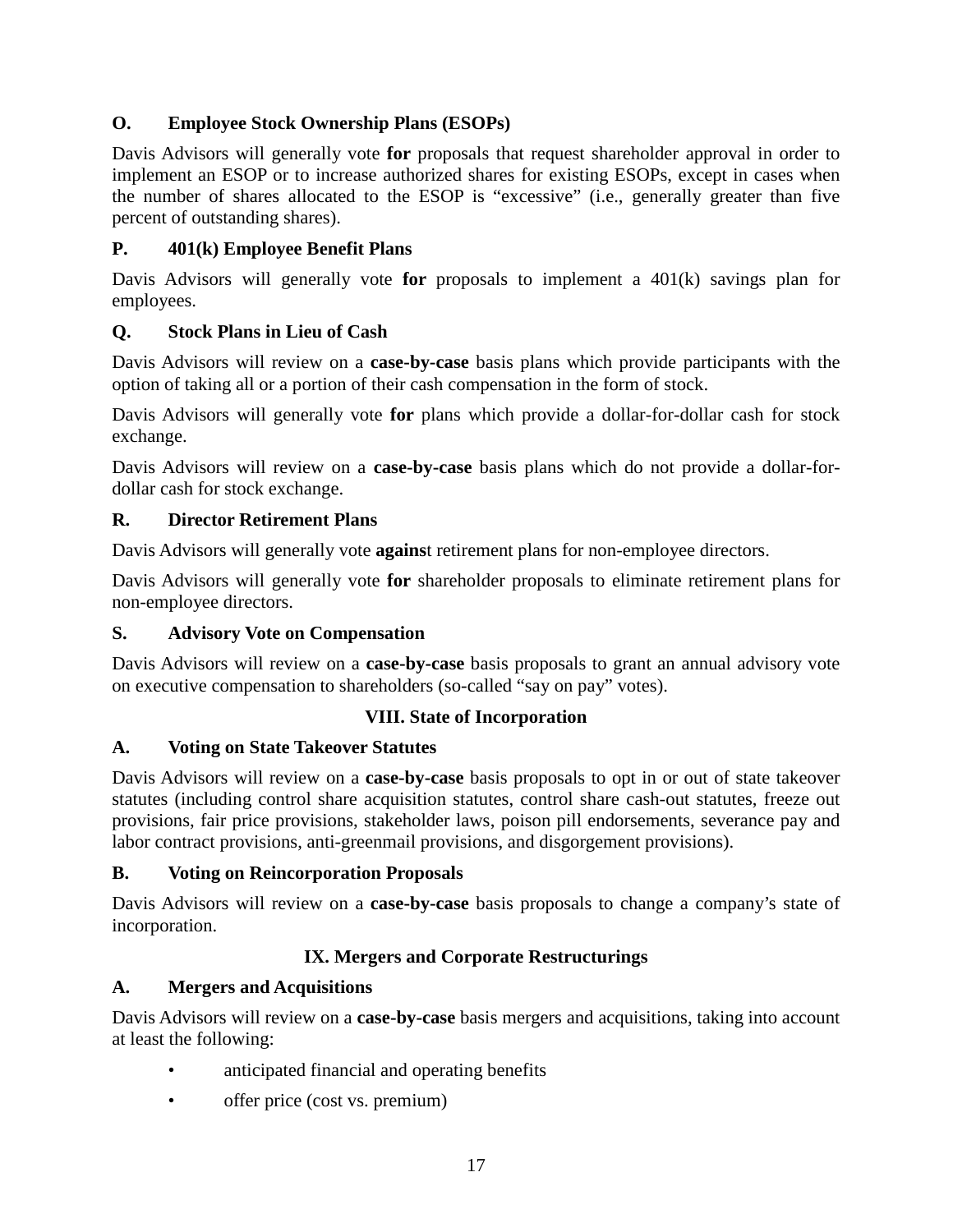**O. Employee Stock Ownership Plans (ESOPs)**

Davis Advisors will generally vote **for** proposals that request shareholder approval in order to implement an ESOP or to increase authorized shares for existing ESOPs, except in cases when the number of shares allocated to the ESOP is "excessive" (i.e., generally greater than five percent of outstanding shares).

**P. 401(k) Employee Benefit Plans**

Davis Advisors will generally vote **for** proposals to implement a 401(k) savings plan for employees.

**Q. Stock Plans in Lieu of Cash**

Davis Advisors will review on a **case-by-case** basis plans which provide participants with the option of taking all or a portion of their cash compensation in the form of stock.

Davis Advisors will generally vote **for** plans which provide a dollar-for-dollar cash for stock exchange.

Davis Advisors will review on a **case-by-case** basis plans which do not provide a dollar-for-dollar cash for stock exchange.

**R. Director Retirement Plans**

Davis Advisors will generally vote **agains**t retirement plans for non-employee directors.

Davis Advisors will generally vote **for** shareholder proposals to eliminate retirement plans for non-employee directors.

**S. Advisory Vote on Compensation**

Davis Advisors will review on a **case-by-case** basis proposals to grant an annual advisory vote on executive compensation to shareholders (so-called "say on pay" votes).

## VIII. State of Incorporation

**A. Voting on State Takeover Statutes**

Davis Advisors will review on a **case-by-case** basis proposals to opt in or out of state takeover statutes (including control share acquisition statutes, control share cash-out statutes, freeze out provisions, fair price provisions, stakeholder laws, poison pill endorsements, severance pay and labor contract provisions, anti-greenmail provisions, and disgorgement provisions).

**B. Voting on Reincorporation Proposals**

Davis Advisors will review on a **case-by-case** basis proposals to change a company's state of incorporation.

## IX. Mergers and Corporate Restructurings

**A. Mergers and Acquisitions**

Davis Advisors will review on a **case-by-case** basis mergers and acquisitions, taking into account at least the following:

- anticipated financial and operating benefits
- offer price (cost vs. premium)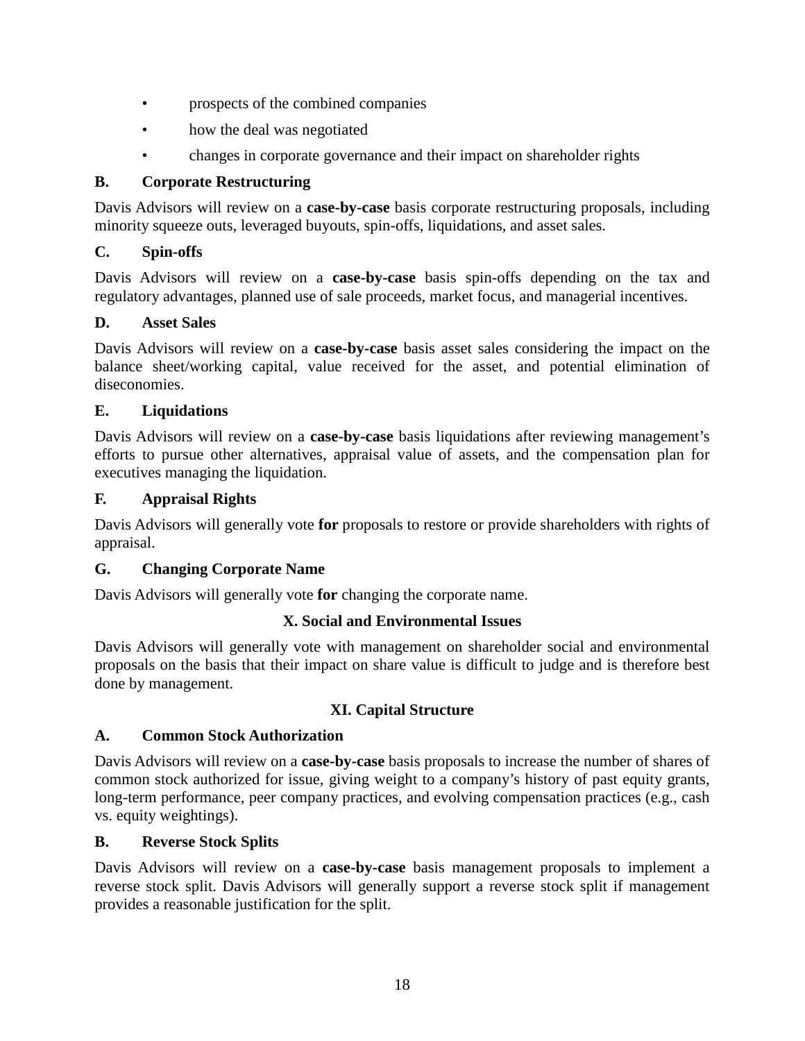- prospects of the combined companies
- how the deal was negotiated
- changes in corporate governance and their impact on shareholder rights

### B. Corporate Restructuring

Davis Advisors will review on a **case-by-case** basis corporate restructuring proposals, including minority squeeze outs, leveraged buyouts, spin-offs, liquidations, and asset sales.

### C. Spin-offs

Davis Advisors will review on a **case-by-case** basis spin-offs depending on the tax and regulatory advantages, planned use of sale proceeds, market focus, and managerial incentives.

### D. Asset Sales

Davis Advisors will review on a **case-by-case** basis asset sales considering the impact on the balance sheet/working capital, value received for the asset, and potential elimination of diseconomies.

### E. Liquidations

Davis Advisors will review on a **case-by-case** basis liquidations after reviewing management's efforts to pursue other alternatives, appraisal value of assets, and the compensation plan for executives managing the liquidation.

### F. Appraisal Rights

Davis Advisors will generally vote **for** proposals to restore or provide shareholders with rights of appraisal.

### G. Changing Corporate Name

Davis Advisors will generally vote **for** changing the corporate name.

## X. Social and Environmental Issues

Davis Advisors will generally vote with management on shareholder social and environmental proposals on the basis that their impact on share value is difficult to judge and is therefore best done by management.

## XI. Capital Structure

### A. Common Stock Authorization

Davis Advisors will review on a **case-by-case** basis proposals to increase the number of shares of common stock authorized for issue, giving weight to a company's history of past equity grants, long-term performance, peer company practices, and evolving compensation practices (e.g., cash vs. equity weightings).

### B. Reverse Stock Splits

Davis Advisors will review on a **case-by-case** basis management proposals to implement a reverse stock split. Davis Advisors will generally support a reverse stock split if management provides a reasonable justification for the split.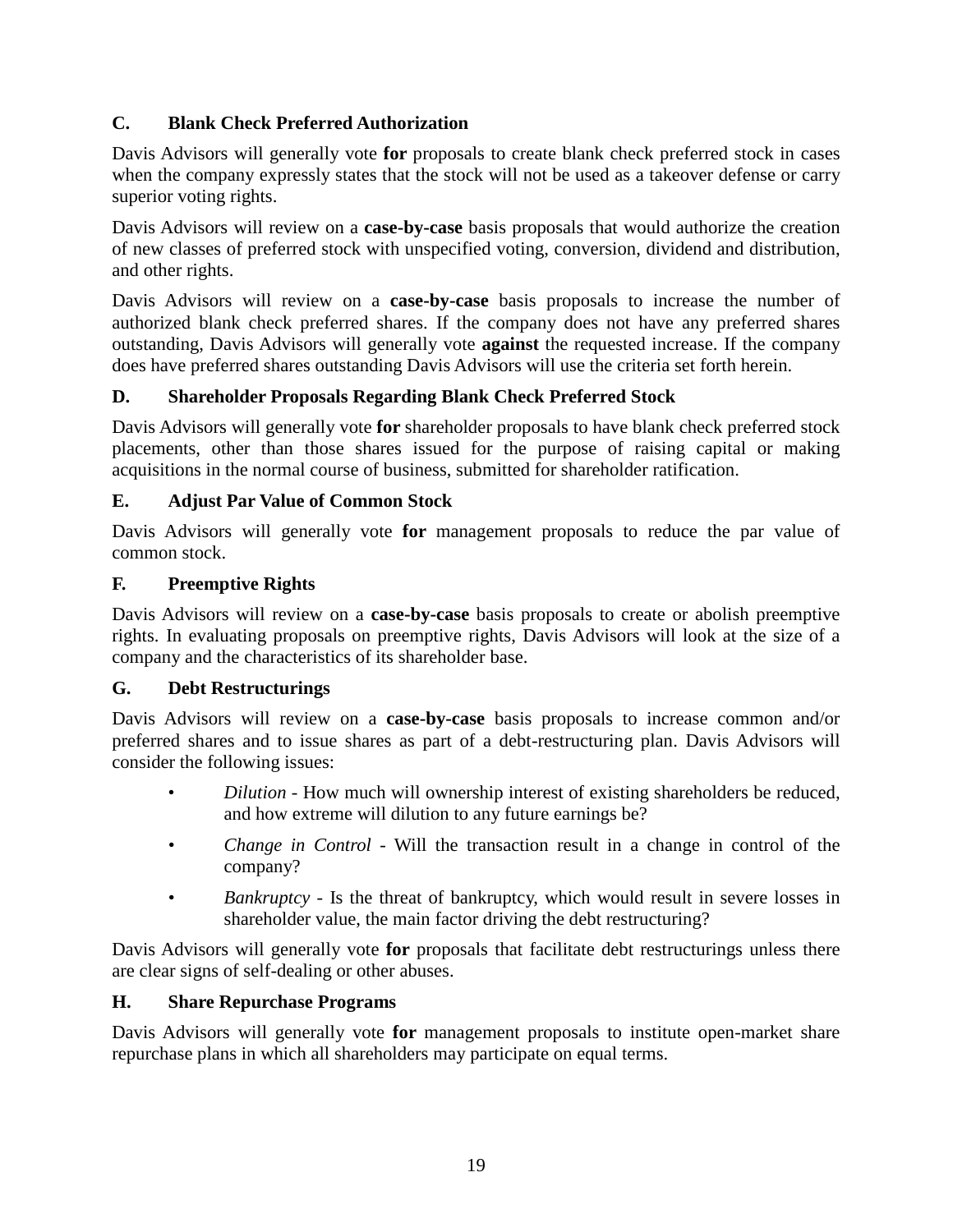### C. Blank Check Preferred Authorization

Davis Advisors will generally vote **for** proposals to create blank check preferred stock in cases when the company expressly states that the stock will not be used as a takeover defense or carry superior voting rights.

Davis Advisors will review on a **case-by-case** basis proposals that would authorize the creation of new classes of preferred stock with unspecified voting, conversion, dividend and distribution, and other rights.

Davis Advisors will review on a **case-by-case** basis proposals to increase the number of authorized blank check preferred shares. If the company does not have any preferred shares outstanding, Davis Advisors will generally vote **against** the requested increase. If the company does have preferred shares outstanding Davis Advisors will use the criteria set forth herein.

### D. Shareholder Proposals Regarding Blank Check Preferred Stock

Davis Advisors will generally vote **for** shareholder proposals to have blank check preferred stock placements, other than those shares issued for the purpose of raising capital or making acquisitions in the normal course of business, submitted for shareholder ratification.

### E. Adjust Par Value of Common Stock

Davis Advisors will generally vote **for** management proposals to reduce the par value of common stock.

### F. Preemptive Rights

Davis Advisors will review on a **case-by-case** basis proposals to create or abolish preemptive rights. In evaluating proposals on preemptive rights, Davis Advisors will look at the size of a company and the characteristics of its shareholder base.

### G. Debt Restructurings

Davis Advisors will review on a **case-by-case** basis proposals to increase common and/or preferred shares and to issue shares as part of a debt-restructuring plan. Davis Advisors will consider the following issues:

- *Dilution* - How much will ownership interest of existing shareholders be reduced, and how extreme will dilution to any future earnings be?
- *Change in Control* - Will the transaction result in a change in control of the company?
- *Bankruptcy* - Is the threat of bankruptcy, which would result in severe losses in shareholder value, the main factor driving the debt restructuring?

Davis Advisors will generally vote **for** proposals that facilitate debt restructurings unless there are clear signs of self-dealing or other abuses.

### H. Share Repurchase Programs

Davis Advisors will generally vote **for** management proposals to institute open-market share repurchase plans in which all shareholders may participate on equal terms.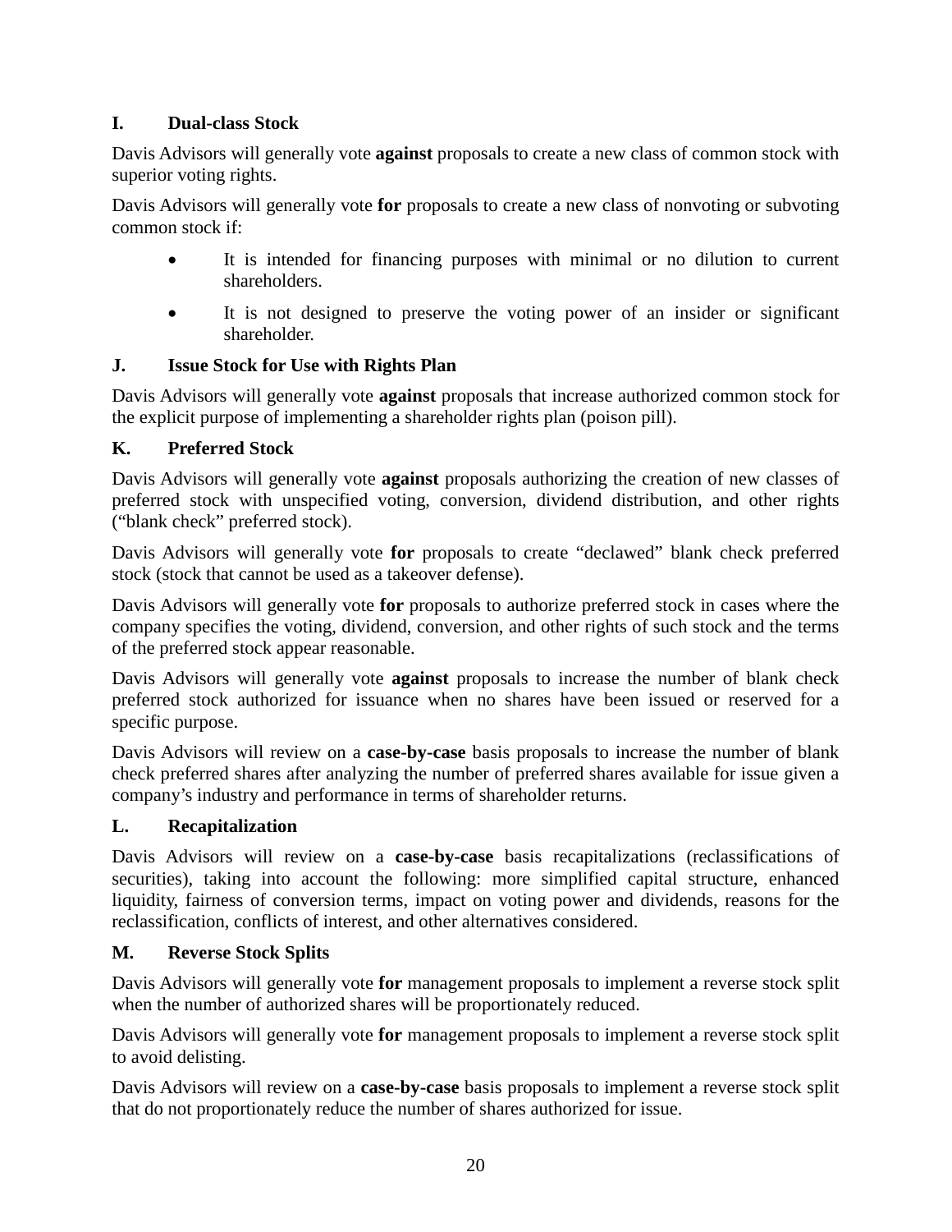### I. Dual-class Stock

Davis Advisors will generally vote **against** proposals to create a new class of common stock with superior voting rights.

Davis Advisors will generally vote **for** proposals to create a new class of nonvoting or subvoting common stock if:

- It is intended for financing purposes with minimal or no dilution to current shareholders.
- It is not designed to preserve the voting power of an insider or significant shareholder.

### J. Issue Stock for Use with Rights Plan

Davis Advisors will generally vote **against** proposals that increase authorized common stock for the explicit purpose of implementing a shareholder rights plan (poison pill).

### K. Preferred Stock

Davis Advisors will generally vote **against** proposals authorizing the creation of new classes of preferred stock with unspecified voting, conversion, dividend distribution, and other rights ("blank check" preferred stock).

Davis Advisors will generally vote **for** proposals to create "declawed" blank check preferred stock (stock that cannot be used as a takeover defense).

Davis Advisors will generally vote **for** proposals to authorize preferred stock in cases where the company specifies the voting, dividend, conversion, and other rights of such stock and the terms of the preferred stock appear reasonable.

Davis Advisors will generally vote **against** proposals to increase the number of blank check preferred stock authorized for issuance when no shares have been issued or reserved for a specific purpose.

Davis Advisors will review on a **case-by-case** basis proposals to increase the number of blank check preferred shares after analyzing the number of preferred shares available for issue given a company's industry and performance in terms of shareholder returns.

### L. Recapitalization

Davis Advisors will review on a **case-by-case** basis recapitalizations (reclassifications of securities), taking into account the following: more simplified capital structure, enhanced liquidity, fairness of conversion terms, impact on voting power and dividends, reasons for the reclassification, conflicts of interest, and other alternatives considered.

### M. Reverse Stock Splits

Davis Advisors will generally vote **for** management proposals to implement a reverse stock split when the number of authorized shares will be proportionately reduced.

Davis Advisors will generally vote **for** management proposals to implement a reverse stock split to avoid delisting.

Davis Advisors will review on a **case-by-case** basis proposals to implement a reverse stock split that do not proportionately reduce the number of shares authorized for issue.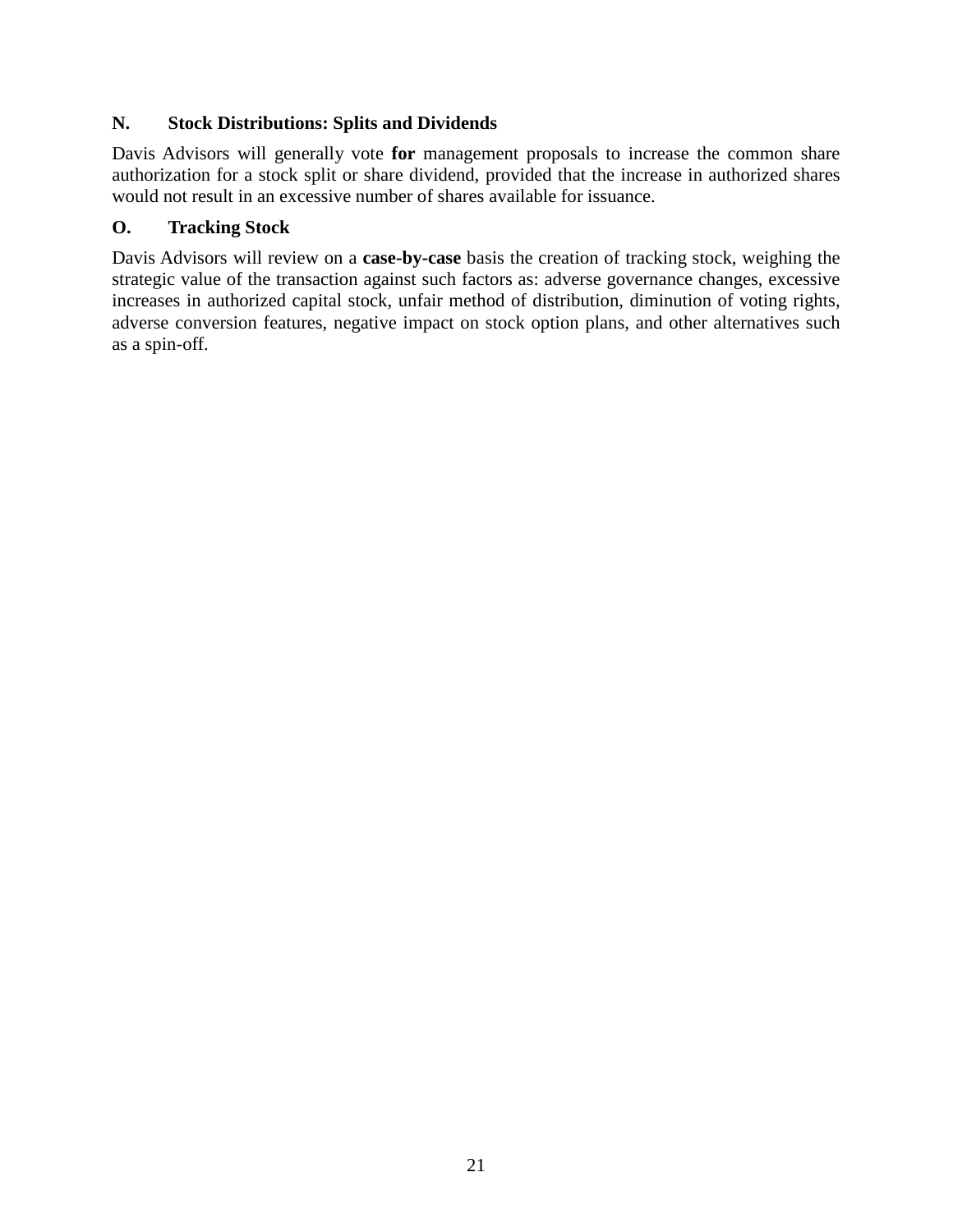### N. Stock Distributions: Splits and Dividends

Davis Advisors will generally vote **for** management proposals to increase the common share authorization for a stock split or share dividend, provided that the increase in authorized shares would not result in an excessive number of shares available for issuance.

### O. Tracking Stock

Davis Advisors will review on a **case-by-case** basis the creation of tracking stock, weighing the strategic value of the transaction against such factors as: adverse governance changes, excessive increases in authorized capital stock, unfair method of distribution, diminution of voting rights, adverse conversion features, negative impact on stock option plans, and other alternatives such as a spin-off.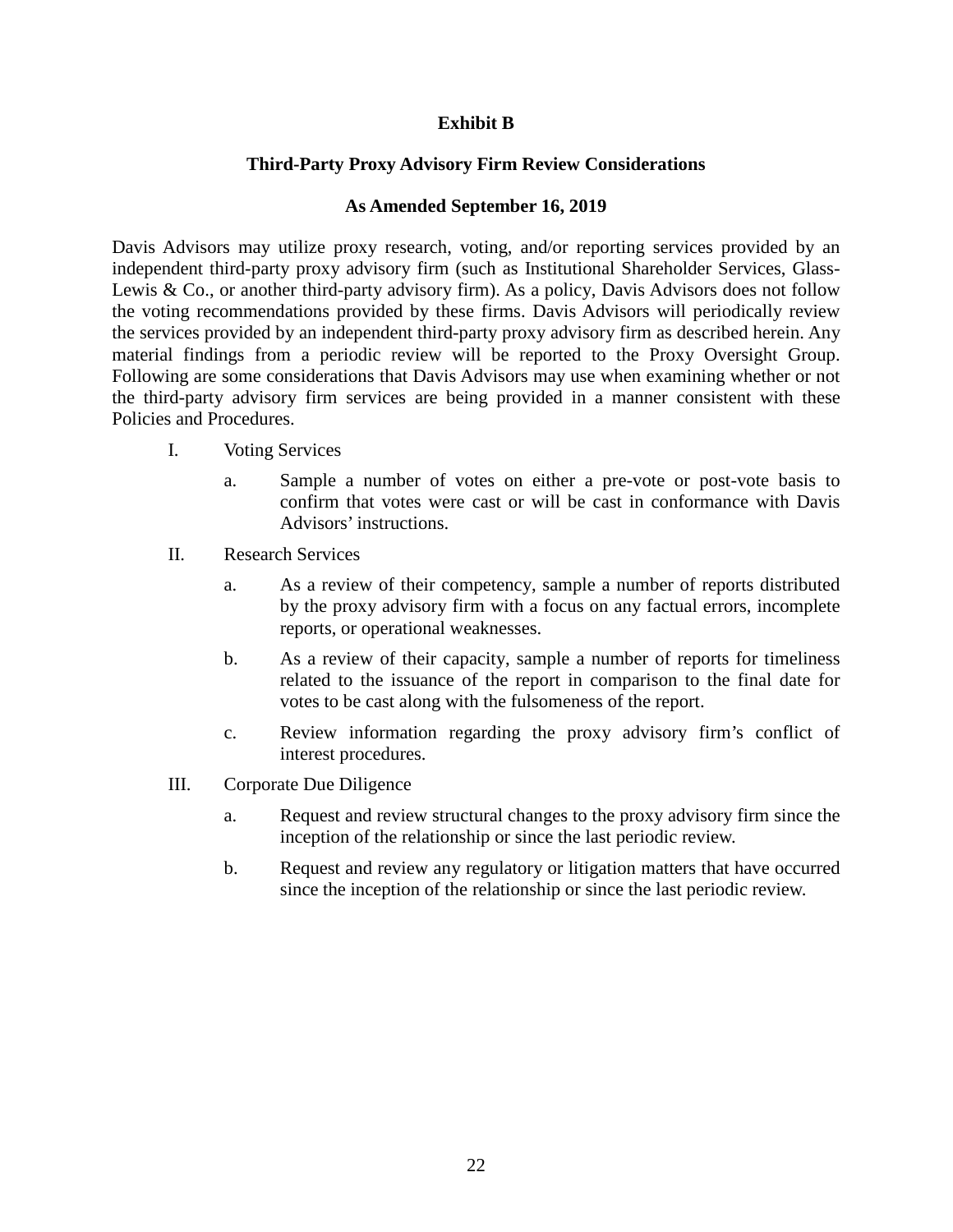**Exhibit B**

**Third-Party Proxy Advisory Firm Review Considerations**

**As Amended September 16, 2019**

Davis Advisors may utilize proxy research, voting, and/or reporting services provided by an independent third-party proxy advisory firm (such as Institutional Shareholder Services, Glass-Lewis & Co., or another third-party advisory firm). As a policy, Davis Advisors does not follow the voting recommendations provided by these firms. Davis Advisors will periodically review the services provided by an independent third-party proxy advisory firm as described herein. Any material findings from a periodic review will be reported to the Proxy Oversight Group. Following are some considerations that Davis Advisors may use when examining whether or not the third-party advisory firm services are being provided in a manner consistent with these Policies and Procedures.

I. Voting Services

   a. Sample a number of votes on either a pre-vote or post-vote basis to confirm that votes were cast or will be cast in conformance with Davis Advisors' instructions.

II. Research Services

   a. As a review of their competency, sample a number of reports distributed by the proxy advisory firm with a focus on any factual errors, incomplete reports, or operational weaknesses.

   b. As a review of their capacity, sample a number of reports for timeliness related to the issuance of the report in comparison to the final date for votes to be cast along with the fulsomeness of the report.

   c. Review information regarding the proxy advisory firm's conflict of interest procedures.

III. Corporate Due Diligence

   a. Request and review structural changes to the proxy advisory firm since the inception of the relationship or since the last periodic review.

   b. Request and review any regulatory or litigation matters that have occurred since the inception of the relationship or since the last periodic review.